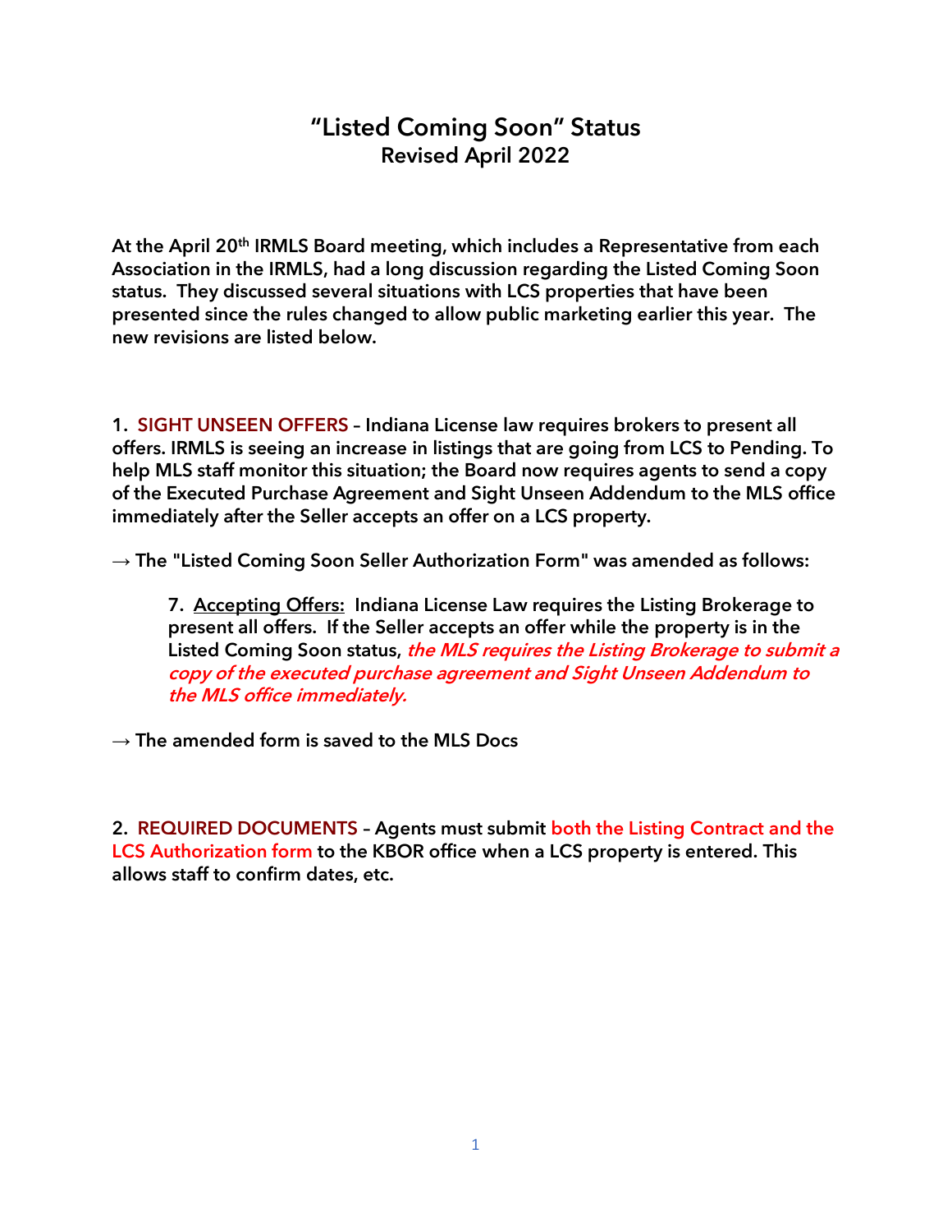# "Listed Coming Soon" Status
## Revised April 2022

**At the April 20th IRMLS Board meeting, which includes a Representative from each Association in the IRMLS, had a long discussion regarding the Listed Coming Soon status. They discussed several situations with LCS properties that have been presented since the rules changed to allow public marketing earlier this year. The new revisions are listed below.**

**1. SIGHT UNSEEN OFFERS – Indiana License law requires brokers to present all offers. IRMLS is seeing an increase in listings that are going from LCS to Pending. To help MLS staff monitor this situation; the Board now requires agents to send a copy of the Executed Purchase Agreement and Sight Unseen Addendum to the MLS office immediately after the Seller accepts an offer on a LCS property.**

**→ The "Listed Coming Soon Seller Authorization Form" was amended as follows:**

> **7. Accepting Offers: Indiana License Law requires the Listing Brokerage to present all offers. If the Seller accepts an offer while the property is in the Listed Coming Soon status, *the MLS requires the Listing Brokerage to submit a copy of the executed purchase agreement and Sight Unseen Addendum to the MLS office immediately.***

**→ The amended form is saved to the MLS Docs**

**2. REQUIRED DOCUMENTS – Agents must submit both the Listing Contract and the LCS Authorization form to the KBOR office when a LCS property is entered. This allows staff to confirm dates, etc.**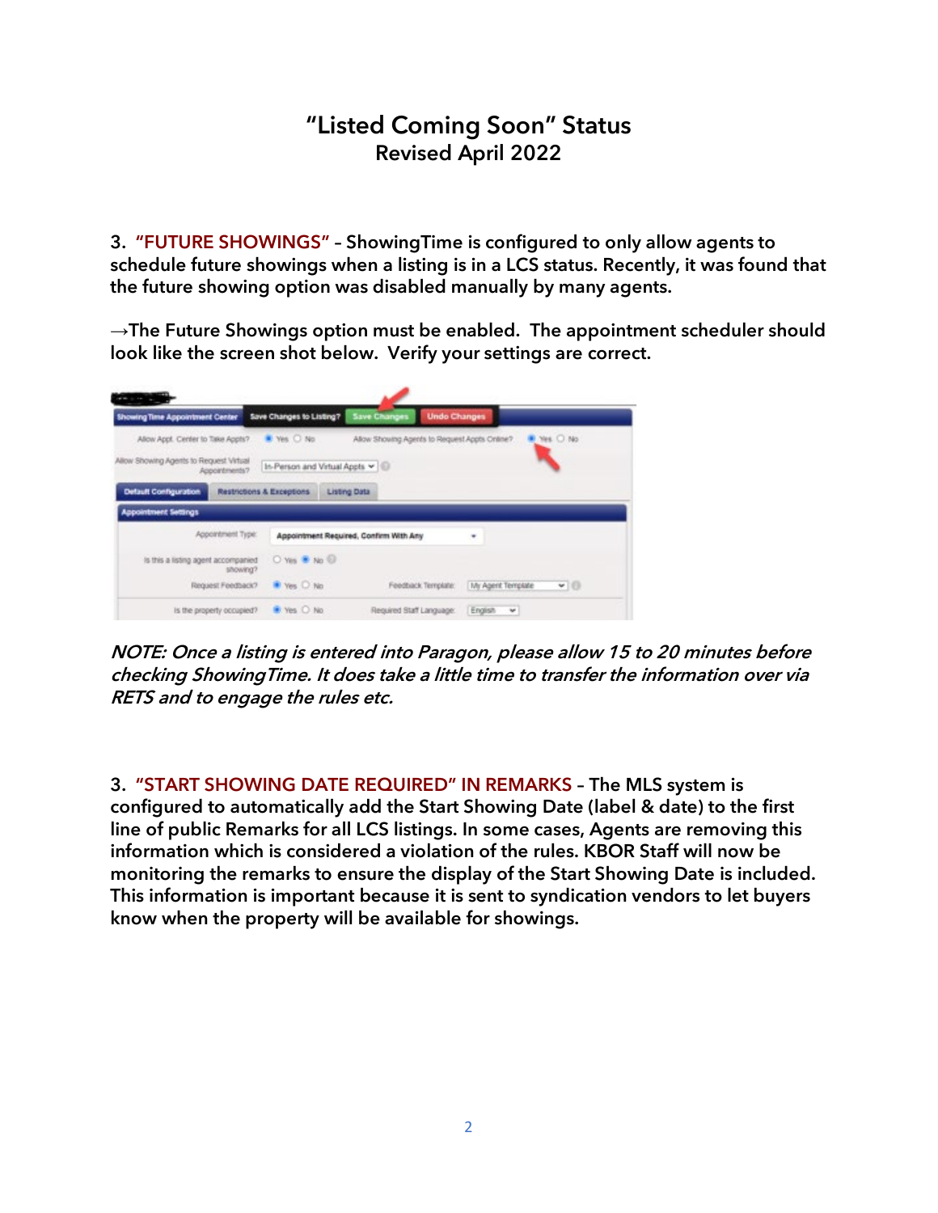# "Listed Coming Soon" Status

## Revised April 2022

**3. "FUTURE SHOWINGS" – ShowingTime is configured to only allow agents to schedule future showings when a listing is in a LCS status. Recently, it was found that the future showing option was disabled manually by many agents.**

**→The Future Showings option must be enabled. The appointment scheduler should look like the screen shot below. Verify your settings are correct.**

***NOTE: Once a listing is entered into Paragon, please allow 15 to 20 minutes before checking ShowingTime. It does take a little time to transfer the information over via RETS and to engage the rules etc.***

**3. "START SHOWING DATE REQUIRED" IN REMARKS – The MLS system is configured to automatically add the Start Showing Date (label & date) to the first line of public Remarks for all LCS listings. In some cases, Agents are removing this information which is considered a violation of the rules. KBOR Staff will now be monitoring the remarks to ensure the display of the Start Showing Date is included. This information is important because it is sent to syndication vendors to let buyers know when the property will be available for showings.**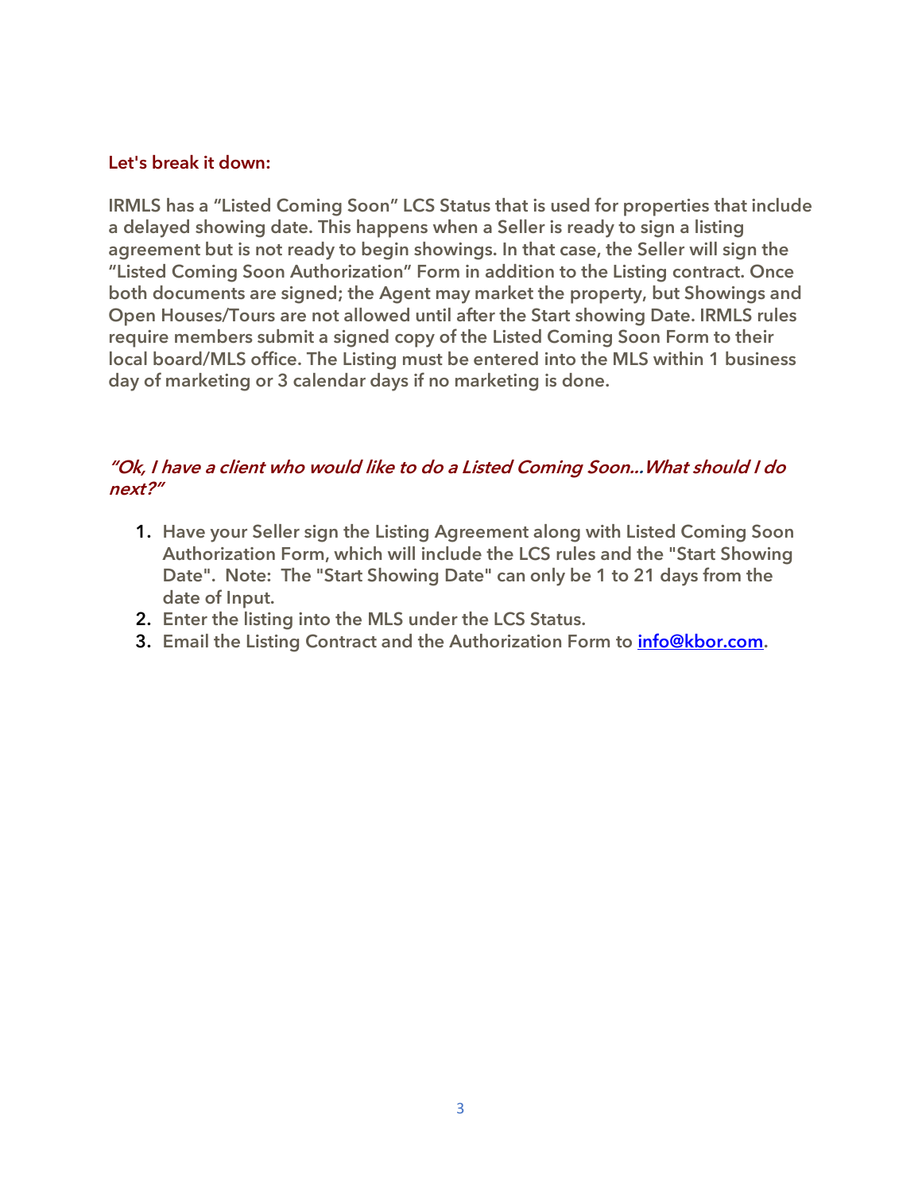### Let's break it down:

**IRMLS has a "Listed Coming Soon" LCS Status that is used for properties that include a delayed showing date. This happens when a Seller is ready to sign a listing agreement but is not ready to begin showings. In that case, the Seller will sign the "Listed Coming Soon Authorization" Form in addition to the Listing contract. Once both documents are signed; the Agent may market the property, but Showings and Open Houses/Tours are not allowed until after the Start showing Date. IRMLS rules require members submit a signed copy of the Listed Coming Soon Form to their local board/MLS office. The Listing must be entered into the MLS within 1 business day of marketing or 3 calendar days if no marketing is done.**

### *"Ok, I have a client who would like to do a Listed Coming Soon...What should I do next?"*

1. **Have your Seller sign the Listing Agreement along with Listed Coming Soon Authorization Form, which will include the LCS rules and the "Start Showing Date". Note: The "Start Showing Date" can only be 1 to 21 days from the date of Input.**
2. **Enter the listing into the MLS under the LCS Status.**
3. **Email the Listing Contract and the Authorization Form to [info@kbor.com](mailto:info@kbor.com).**